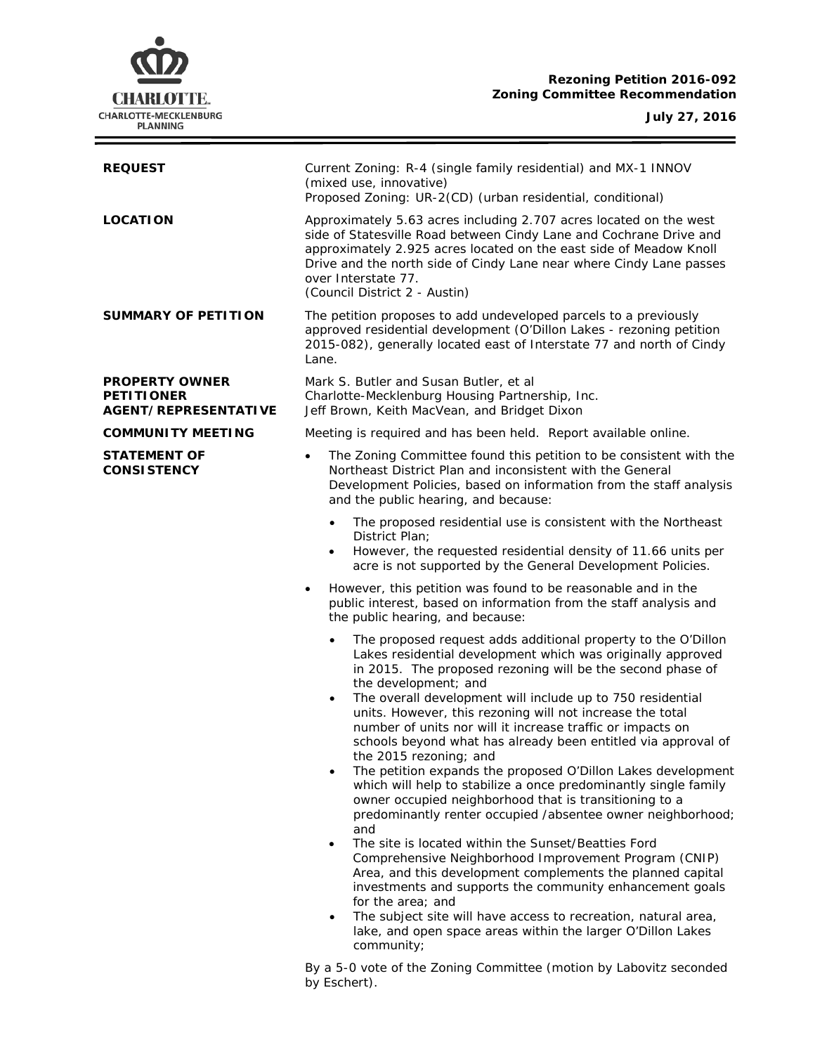**Rezoning Petition 2016-092**
**Zoning Committee Recommendation**

**July 27, 2016**

| | |
|---|---|
| **REQUEST** | Current Zoning: R-4 (single family residential) and MX-1 INNOV (mixed use, innovative)<br>Proposed Zoning: UR-2(CD) (urban residential, conditional) |
| **LOCATION** | Approximately 5.63 acres including 2.707 acres located on the west side of Statesville Road between Cindy Lane and Cochrane Drive and approximately 2.925 acres located on the east side of Meadow Knoll Drive and the north side of Cindy Lane near where Cindy Lane passes over Interstate 77.<br>(Council District 2 - Austin) |
| **SUMMARY OF PETITION** | The petition proposes to add undeveloped parcels to a previously approved residential development (O'Dillon Lakes - rezoning petition 2015-082), generally located east of Interstate 77 and north of Cindy Lane. |
| **PROPERTY OWNER**<br>**PETITIONER**<br>**AGENT/REPRESENTATIVE** | Mark S. Butler and Susan Butler, et al<br>Charlotte-Mecklenburg Housing Partnership, Inc.<br>Jeff Brown, Keith MacVean, and Bridget Dixon |
| **COMMUNITY MEETING** | Meeting is required and has been held. Report available online. |

**STATEMENT OF CONSISTENCY**

- The Zoning Committee found this petition to be consistent with the Northeast District Plan and inconsistent with the General Development Policies, based on information from the staff analysis and the public hearing, and because:
  - The proposed residential use is consistent with the Northeast District Plan;
  - However, the requested residential density of 11.66 units per acre is not supported by the General Development Policies.
- However, this petition was found to be reasonable and in the public interest, based on information from the staff analysis and the public hearing, and because:
  - The proposed request adds additional property to the O'Dillon Lakes residential development which was originally approved in 2015. The proposed rezoning will be the second phase of the development; and
  - The overall development will include up to 750 residential units. However, this rezoning will not increase the total number of units nor will it increase traffic or impacts on schools beyond what has already been entitled via approval of the 2015 rezoning; and
  - The petition expands the proposed O'Dillon Lakes development which will help to stabilize a once predominantly single family owner occupied neighborhood that is transitioning to a predominantly renter occupied /absentee owner neighborhood; and
  - The site is located within the Sunset/Beatties Ford Comprehensive Neighborhood Improvement Program (CNIP) Area, and this development complements the planned capital investments and supports the community enhancement goals for the area; and
  - The subject site will have access to recreation, natural area, lake, and open space areas within the larger O'Dillon Lakes community;

By a 5-0 vote of the Zoning Committee (motion by Labovitz seconded by Eschert).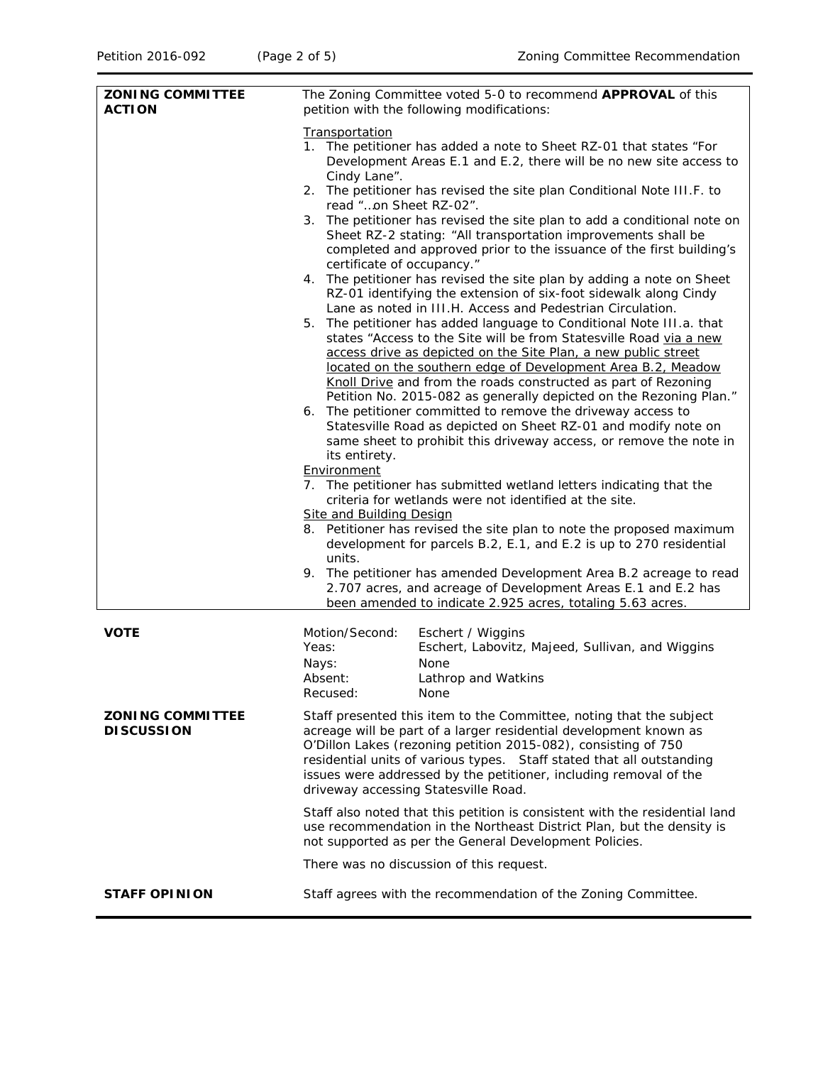**ZONING COMMITTEE ACTION**

The Zoning Committee voted 5-0 to recommend **APPROVAL** of this petition with the following modifications:

Transportation

1. The petitioner has added a note to Sheet RZ-01 that states "For Development Areas E.1 and E.2, there will be no new site access to Cindy Lane".
2. The petitioner has revised the site plan Conditional Note III.F. to read "…on Sheet RZ-02".
3. The petitioner has revised the site plan to add a conditional note on Sheet RZ-2 stating: "All transportation improvements shall be completed and approved prior to the issuance of the first building's certificate of occupancy."
4. The petitioner has revised the site plan by adding a note on Sheet RZ-01 identifying the extension of six-foot sidewalk along Cindy Lane as noted in III.H. Access and Pedestrian Circulation.
5. The petitioner has added language to Conditional Note III.a. that states "Access to the Site will be from Statesville Road via a new access drive as depicted on the Site Plan, a new public street located on the southern edge of Development Area B.2, Meadow Knoll Drive and from the roads constructed as part of Rezoning Petition No. 2015-082 as generally depicted on the Rezoning Plan."
6. The petitioner committed to remove the driveway access to Statesville Road as depicted on Sheet RZ-01 and modify note on same sheet to prohibit this driveway access, or remove the note in its entirety.

Environment

7. The petitioner has submitted wetland letters indicating that the criteria for wetlands were not identified at the site.

Site and Building Design

8. Petitioner has revised the site plan to note the proposed maximum development for parcels B.2, E.1, and E.2 is up to 270 residential units.
9. The petitioner has amended Development Area B.2 acreage to read 2.707 acres, and acreage of Development Areas E.1 and E.2 has been amended to indicate 2.925 acres, totaling 5.63 acres.

**VOTE**

| | |
|---|---|
| Motion/Second: | Eschert / Wiggins |
| Yeas: | Eschert, Labovitz, Majeed, Sullivan, and Wiggins |
| Nays: | None |
| Absent: | Lathrop and Watkins |
| Recused: | None |

**ZONING COMMITTEE DISCUSSION**

Staff presented this item to the Committee, noting that the subject acreage will be part of a larger residential development known as O'Dillon Lakes (rezoning petition 2015-082), consisting of 750 residential units of various types. Staff stated that all outstanding issues were addressed by the petitioner, including removal of the driveway accessing Statesville Road.

Staff also noted that this petition is consistent with the residential land use recommendation in the Northeast District Plan, but the density is not supported as per the General Development Policies.

There was no discussion of this request.

**STAFF OPINION**

Staff agrees with the recommendation of the Zoning Committee.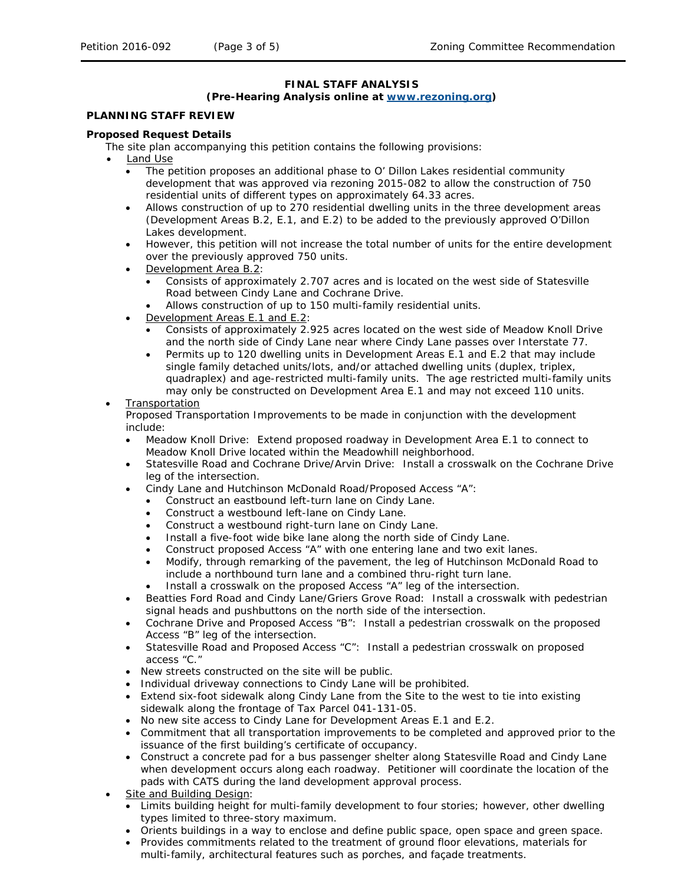**FINAL STAFF ANALYSIS**
**(Pre-Hearing Analysis online at [www.rezoning.org](http://www.rezoning.org))**

## PLANNING STAFF REVIEW

### Proposed Request Details

The site plan accompanying this petition contains the following provisions:

- Land Use
  - The petition proposes an additional phase to O' Dillon Lakes residential community development that was approved via rezoning 2015-082 to allow the construction of 750 residential units of different types on approximately 64.33 acres.
  - Allows construction of up to 270 residential dwelling units in the three development areas (Development Areas B.2, E.1, and E.2) to be added to the previously approved O'Dillon Lakes development.
  - However, this petition will not increase the total number of units for the entire development over the previously approved 750 units.
  - Development Area B.2:
    - Consists of approximately 2.707 acres and is located on the west side of Statesville Road between Cindy Lane and Cochrane Drive.
    - Allows construction of up to 150 multi-family residential units.
  - Development Areas E.1 and E.2:
    - Consists of approximately 2.925 acres located on the west side of Meadow Knoll Drive and the north side of Cindy Lane near where Cindy Lane passes over Interstate 77.
    - Permits up to 120 dwelling units in Development Areas E.1 and E.2 that may include single family detached units/lots, and/or attached dwelling units (duplex, triplex, quadraplex) and age-restricted multi-family units. The age restricted multi-family units may only be constructed on Development Area E.1 and may not exceed 110 units.
- Transportation

  Proposed Transportation Improvements to be made in conjunction with the development include:
  - Meadow Knoll Drive: Extend proposed roadway in Development Area E.1 to connect to Meadow Knoll Drive located within the Meadowhill neighborhood.
  - Statesville Road and Cochrane Drive/Arvin Drive: Install a crosswalk on the Cochrane Drive leg of the intersection.
  - Cindy Lane and Hutchinson McDonald Road/Proposed Access "A":
    - Construct an eastbound left-turn lane on Cindy Lane.
    - Construct a westbound left-lane on Cindy Lane.
    - Construct a westbound right-turn lane on Cindy Lane.
    - Install a five-foot wide bike lane along the north side of Cindy Lane.
    - Construct proposed Access "A" with one entering lane and two exit lanes.
    - Modify, through remarking of the pavement, the leg of Hutchinson McDonald Road to include a northbound turn lane and a combined thru-right turn lane.
    - Install a crosswalk on the proposed Access "A" leg of the intersection.
  - Beatties Ford Road and Cindy Lane/Griers Grove Road: Install a crosswalk with pedestrian signal heads and pushbuttons on the north side of the intersection.
  - Cochrane Drive and Proposed Access "B": Install a pedestrian crosswalk on the proposed Access "B" leg of the intersection.
  - Statesville Road and Proposed Access "C": Install a pedestrian crosswalk on proposed access "C."
  - New streets constructed on the site will be public.
  - Individual driveway connections to Cindy Lane will be prohibited.
  - Extend six-foot sidewalk along Cindy Lane from the Site to the west to tie into existing sidewalk along the frontage of Tax Parcel 041-131-05.
  - No new site access to Cindy Lane for Development Areas E.1 and E.2.
  - Commitment that all transportation improvements to be completed and approved prior to the issuance of the first building's certificate of occupancy.
  - Construct a concrete pad for a bus passenger shelter along Statesville Road and Cindy Lane when development occurs along each roadway. Petitioner will coordinate the location of the pads with CATS during the land development approval process.
- Site and Building Design:
  - Limits building height for multi-family development to four stories; however, other dwelling types limited to three-story maximum.
  - Orients buildings in a way to enclose and define public space, open space and green space.
  - Provides commitments related to the treatment of ground floor elevations, materials for multi-family, architectural features such as porches, and façade treatments.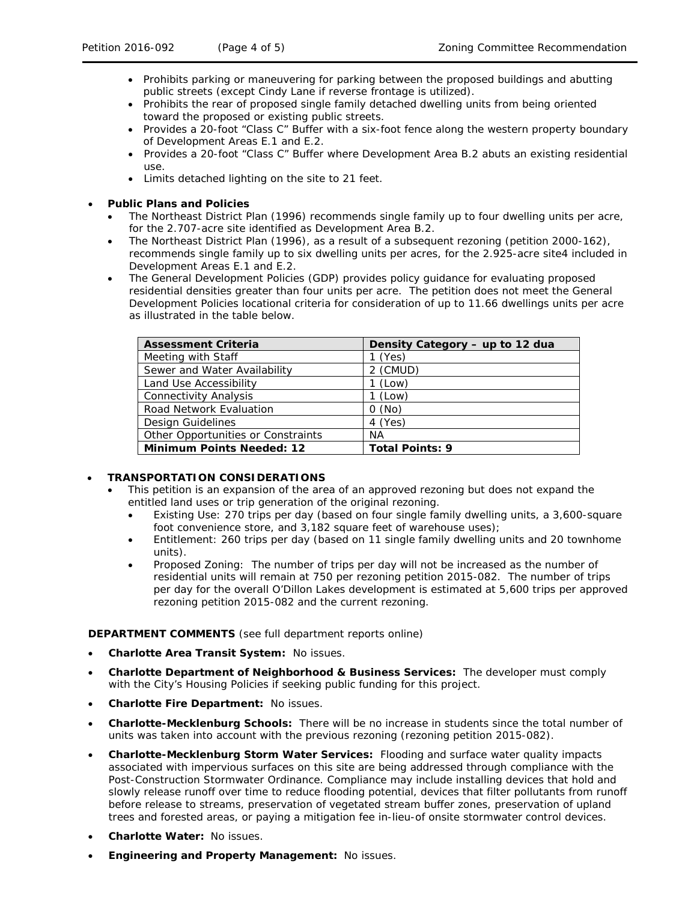- Prohibits parking or maneuvering for parking between the proposed buildings and abutting public streets (except Cindy Lane if reverse frontage is utilized).
- Prohibits the rear of proposed single family detached dwelling units from being oriented toward the proposed or existing public streets.
- Provides a 20-foot "Class C" Buffer with a six-foot fence along the western property boundary of Development Areas E.1 and E.2.
- Provides a 20-foot "Class C" Buffer where Development Area B.2 abuts an existing residential use.
- Limits detached lighting on the site to 21 feet.

- **Public Plans and Policies**
  - The Northeast District Plan (1996) recommends single family up to four dwelling units per acre, for the 2.707-acre site identified as Development Area B.2.
  - The Northeast District Plan (1996), as a result of a subsequent rezoning (petition 2000-162), recommends single family up to six dwelling units per acres, for the 2.925-acre site4 included in Development Areas E.1 and E.2.
  - The General Development Policies (GDP) provides policy guidance for evaluating proposed residential densities greater than four units per acre. The petition does not meet the General Development Policies locational criteria for consideration of up to 11.66 dwellings units per acre as illustrated in the table below.

| Assessment Criteria | Density Category – up to 12 dua |
|---|---|
| Meeting with Staff | 1 (Yes) |
| Sewer and Water Availability | 2 (CMUD) |
| Land Use Accessibility | 1 (Low) |
| Connectivity Analysis | 1 (Low) |
| Road Network Evaluation | 0 (No) |
| Design Guidelines | 4 (Yes) |
| Other Opportunities or Constraints | NA |
| **Minimum Points Needed: 12** | **Total Points: 9** |

- **TRANSPORTATION CONSIDERATIONS**
  - This petition is an expansion of the area of an approved rezoning but does not expand the entitled land uses or trip generation of the original rezoning.
    - Existing Use: 270 trips per day (based on four single family dwelling units, a 3,600-square foot convenience store, and 3,182 square feet of warehouse uses);
    - Entitlement: 260 trips per day (based on 11 single family dwelling units and 20 townhome units).
    - Proposed Zoning: The number of trips per day will not be increased as the number of residential units will remain at 750 per rezoning petition 2015-082. The number of trips per day for the overall O'Dillon Lakes development is estimated at 5,600 trips per approved rezoning petition 2015-082 and the current rezoning.

**DEPARTMENT COMMENTS** (see full department reports online)

- ***Charlotte Area Transit System:*** No issues.
- ***Charlotte Department of Neighborhood & Business Services:*** The developer must comply with the City's Housing Policies if seeking public funding for this project.
- ***Charlotte Fire Department:*** No issues.
- ***Charlotte-Mecklenburg Schools:*** There will be no increase in students since the total number of units was taken into account with the previous rezoning (rezoning petition 2015-082).
- ***Charlotte-Mecklenburg Storm Water Services:*** Flooding and surface water quality impacts associated with impervious surfaces on this site are being addressed through compliance with the Post-Construction Stormwater Ordinance. Compliance may include installing devices that hold and slowly release runoff over time to reduce flooding potential, devices that filter pollutants from runoff before release to streams, preservation of vegetated stream buffer zones, preservation of upland trees and forested areas, or paying a mitigation fee in-lieu-of onsite stormwater control devices.
- ***Charlotte Water:*** No issues.
- ***Engineering and Property Management:*** No issues.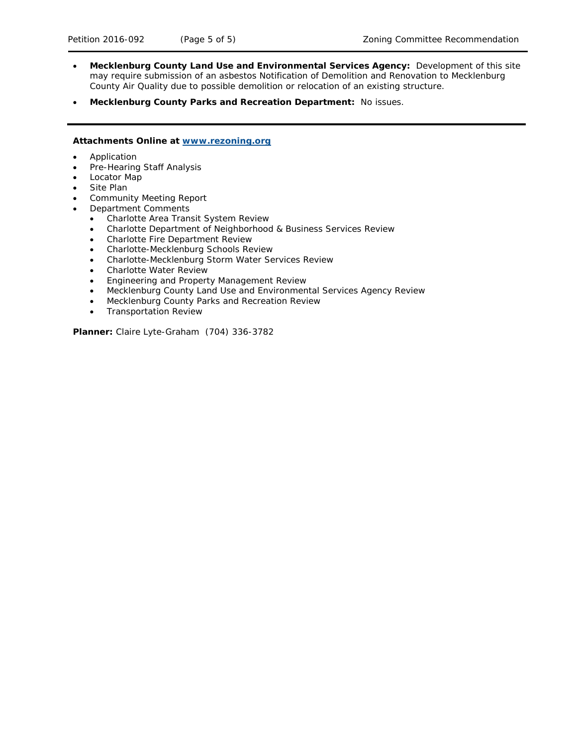- **Mecklenburg County Land Use and Environmental Services Agency:** Development of this site may require submission of an asbestos Notification of Demolition and Renovation to Mecklenburg County Air Quality due to possible demolition or relocation of an existing structure.
- **Mecklenburg County Parks and Recreation Department:** No issues.

---

**Attachments Online at [www.rezoning.org](www.rezoning.org)**

- Application
- Pre-Hearing Staff Analysis
- Locator Map
- Site Plan
- Community Meeting Report
- Department Comments
  - Charlotte Area Transit System Review
  - Charlotte Department of Neighborhood & Business Services Review
  - Charlotte Fire Department Review
  - Charlotte-Mecklenburg Schools Review
  - Charlotte-Mecklenburg Storm Water Services Review
  - Charlotte Water Review
  - Engineering and Property Management Review
  - Mecklenburg County Land Use and Environmental Services Agency Review
  - Mecklenburg County Parks and Recreation Review
  - Transportation Review

**Planner:** Claire Lyte-Graham (704) 336-3782